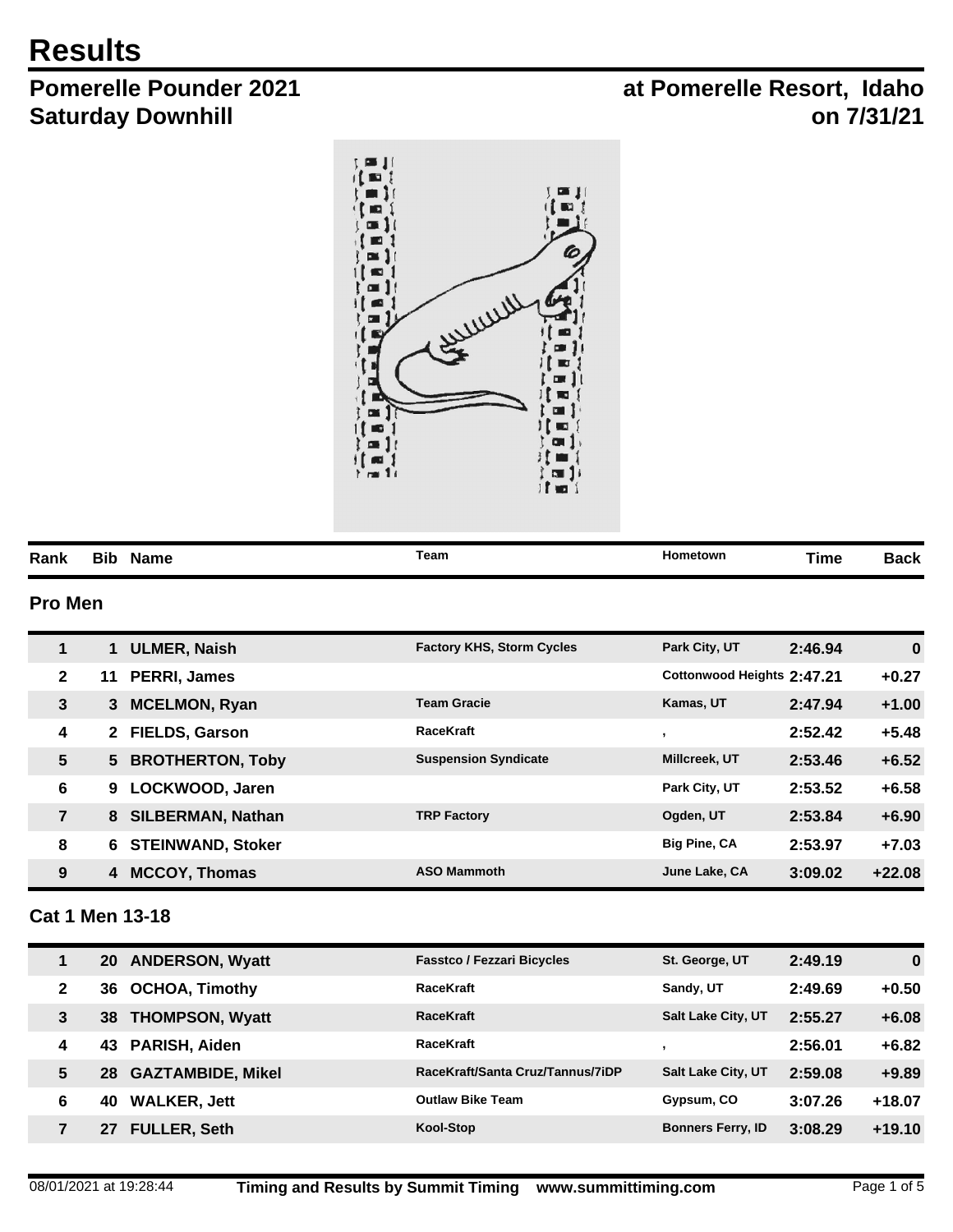# Results

## Pomerelle Pounder 2021 at Pomerelle Resort, Idaho
## Saturday Downhill on 7/31/21

### Pro Men

| Rank | Bib | Name | Team | Hometown | Time | Back |
|---|---|---|---|---|---|---|
| 1 | 1 | ULMER, Naish | Factory KHS, Storm Cycles | Park City, UT | 2:46.94 | 0 |
| 2 | 11 | PERRI, James | | Cottonwood Heights | 2:47.21 | +0.27 |
| 3 | 3 | MCELMON, Ryan | Team Gracie | Kamas, UT | 2:47.94 | +1.00 |
| 4 | 2 | FIELDS, Garson | RaceKraft | , | 2:52.42 | +5.48 |
| 5 | 5 | BROTHERTON, Toby | Suspension Syndicate | Millcreek, UT | 2:53.46 | +6.52 |
| 6 | 9 | LOCKWOOD, Jaren | | Park City, UT | 2:53.52 | +6.58 |
| 7 | 8 | SILBERMAN, Nathan | TRP Factory | Ogden, UT | 2:53.84 | +6.90 |
| 8 | 6 | STEINWAND, Stoker | | Big Pine, CA | 2:53.97 | +7.03 |
| 9 | 4 | MCCOY, Thomas | ASO Mammoth | June Lake, CA | 3:09.02 | +22.08 |

### Cat 1 Men 13-18

| Rank | Bib | Name | Team | Hometown | Time | Back |
|---|---|---|---|---|---|---|
| 1 | 20 | ANDERSON, Wyatt | Fasstco / Fezzari Bicycles | St. George, UT | 2:49.19 | 0 |
| 2 | 36 | OCHOA, Timothy | RaceKraft | Sandy, UT | 2:49.69 | +0.50 |
| 3 | 38 | THOMPSON, Wyatt | RaceKraft | Salt Lake City, UT | 2:55.27 | +6.08 |
| 4 | 43 | PARISH, Aiden | RaceKraft | , | 2:56.01 | +6.82 |
| 5 | 28 | GAZTAMBIDE, Mikel | RaceKraft/Santa Cruz/Tannus/7iDP | Salt Lake City, UT | 2:59.08 | +9.89 |
| 6 | 40 | WALKER, Jett | Outlaw Bike Team | Gypsum, CO | 3:07.26 | +18.07 |
| 7 | 27 | FULLER, Seth | Kool-Stop | Bonners Ferry, ID | 3:08.29 | +19.10 |

08/01/2021 at 19:28:44 Timing and Results by Summit Timing www.summittiming.com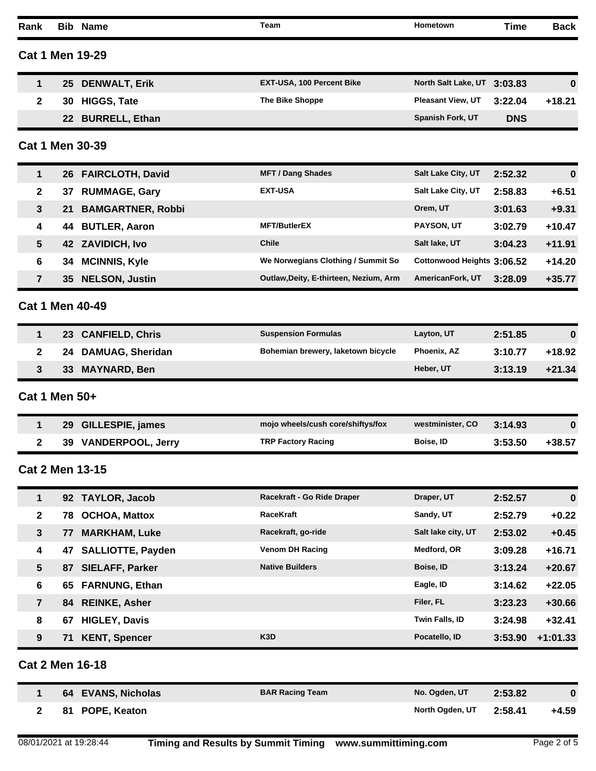| Rank | Bib | Name | Team | Hometown | Time | Back |
|---|---|---|---|---|---|---|

### Cat 1 Men 19-29

| Rank | Bib | Name | Team | Hometown | Time | Back |
|---|---|---|---|---|---|---|
| 1 | 25 | DENWALT, Erik | EXT-USA, 100 Percent Bike | North Salt Lake, UT | 3:03.83 | 0 |
| 2 | 30 | HIGGS, Tate | The Bike Shoppe | Pleasant View, UT | 3:22.04 | +18.21 |
| | 22 | BURRELL, Ethan | | Spanish Fork, UT | DNS | |

### Cat 1 Men 30-39

| Rank | Bib | Name | Team | Hometown | Time | Back |
|---|---|---|---|---|---|---|
| 1 | 26 | FAIRCLOTH, David | MFT / Dang Shades | Salt Lake City, UT | 2:52.32 | 0 |
| 2 | 37 | RUMMAGE, Gary | EXT-USA | Salt Lake City, UT | 2:58.83 | +6.51 |
| 3 | 21 | BAMGARTNER, Robbi | | Orem, UT | 3:01.63 | +9.31 |
| 4 | 44 | BUTLER, Aaron | MFT/ButlerEX | PAYSON, UT | 3:02.79 | +10.47 |
| 5 | 42 | ZAVIDICH, Ivo | Chile | Salt lake, UT | 3:04.23 | +11.91 |
| 6 | 34 | MCINNIS, Kyle | We Norwegians Clothing / Summit So | Cottonwood Heights | 3:06.52 | +14.20 |
| 7 | 35 | NELSON, Justin | Outlaw,Deity, E-thirteen, Nezium, Arm | AmericanFork, UT | 3:28.09 | +35.77 |

### Cat 1 Men 40-49

| Rank | Bib | Name | Team | Hometown | Time | Back |
|---|---|---|---|---|---|---|
| 1 | 23 | CANFIELD, Chris | Suspension Formulas | Layton, UT | 2:51.85 | 0 |
| 2 | 24 | DAMUAG, Sheridan | Bohemian brewery, laketown bicycle | Phoenix, AZ | 3:10.77 | +18.92 |
| 3 | 33 | MAYNARD, Ben | | Heber, UT | 3:13.19 | +21.34 |

### Cat 1 Men 50+

| Rank | Bib | Name | Team | Hometown | Time | Back |
|---|---|---|---|---|---|---|
| 1 | 29 | GILLESPIE, james | mojo wheels/cush core/shiftys/fox | westminister, CO | 3:14.93 | 0 |
| 2 | 39 | VANDERPOOL, Jerry | TRP Factory Racing | Boise, ID | 3:53.50 | +38.57 |

### Cat 2 Men 13-15

| Rank | Bib | Name | Team | Hometown | Time | Back |
|---|---|---|---|---|---|---|
| 1 | 92 | TAYLOR, Jacob | Racekraft - Go Ride Draper | Draper, UT | 2:52.57 | 0 |
| 2 | 78 | OCHOA, Mattox | RaceKraft | Sandy, UT | 2:52.79 | +0.22 |
| 3 | 77 | MARKHAM, Luke | Racekraft, go-ride | Salt lake city, UT | 2:53.02 | +0.45 |
| 4 | 47 | SALLIOTTE, Payden | Venom DH Racing | Medford, OR | 3:09.28 | +16.71 |
| 5 | 87 | SIELAFF, Parker | Native Builders | Boise, ID | 3:13.24 | +20.67 |
| 6 | 65 | FARNUNG, Ethan | | Eagle, ID | 3:14.62 | +22.05 |
| 7 | 84 | REINKE, Asher | | Filer, FL | 3:23.23 | +30.66 |
| 8 | 67 | HIGLEY, Davis | | Twin Falls, ID | 3:24.98 | +32.41 |
| 9 | 71 | KENT, Spencer | K3D | Pocatello, ID | 3:53.90 | +1:01.33 |

### Cat 2 Men 16-18

| Rank | Bib | Name | Team | Hometown | Time | Back |
|---|---|---|---|---|---|---|
| 1 | 64 | EVANS, Nicholas | BAR Racing Team | No. Ogden, UT | 2:53.82 | 0 |
| 2 | 81 | POPE, Keaton | | North Ogden, UT | 2:58.41 | +4.59 |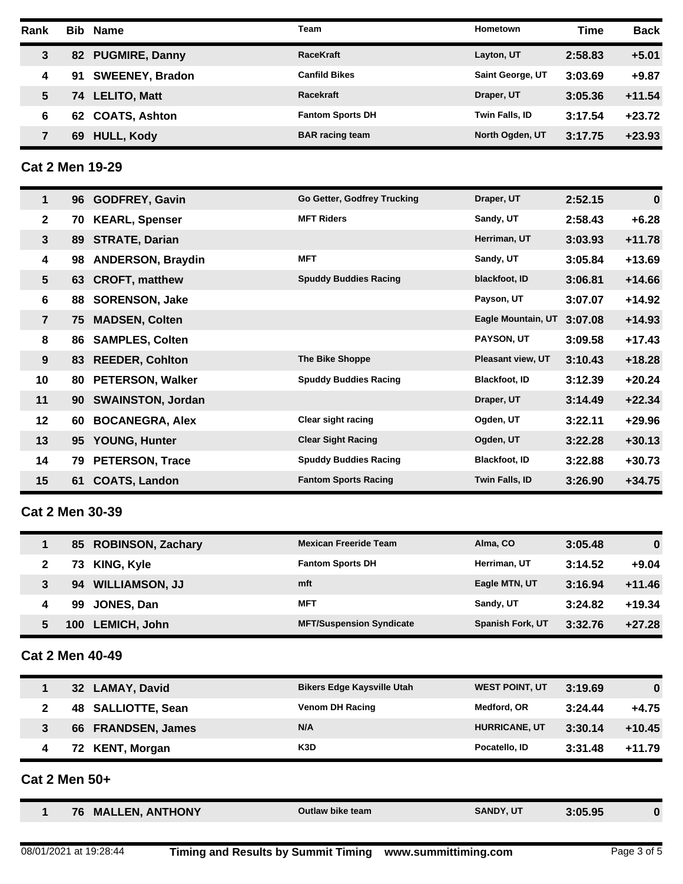| Rank | Bib | Name | Team | Hometown | Time | Back |
|---|---|---|---|---|---|---|
| 3 | 82 | PUGMIRE, Danny | RaceKraft | Layton, UT | 2:58.83 | +5.01 |
| 4 | 91 | SWEENEY, Bradon | Canfild Bikes | Saint George, UT | 3:03.69 | +9.87 |
| 5 | 74 | LELITO, Matt | Racekraft | Draper, UT | 3:05.36 | +11.54 |
| 6 | 62 | COATS, Ashton | Fantom Sports DH | Twin Falls, ID | 3:17.54 | +23.72 |
| 7 | 69 | HULL, Kody | BAR racing team | North Ogden, UT | 3:17.75 | +23.93 |

## Cat 2 Men 19-29

| Rank | Bib | Name | Team | Hometown | Time | Back |
|---|---|---|---|---|---|---|
| 1 | 96 | GODFREY, Gavin | Go Getter, Godfrey Trucking | Draper, UT | 2:52.15 | 0 |
| 2 | 70 | KEARL, Spenser | MFT Riders | Sandy, UT | 2:58.43 | +6.28 |
| 3 | 89 | STRATE, Darian | | Herriman, UT | 3:03.93 | +11.78 |
| 4 | 98 | ANDERSON, Braydin | MFT | Sandy, UT | 3:05.84 | +13.69 |
| 5 | 63 | CROFT, matthew | Spuddy Buddies Racing | blackfoot, ID | 3:06.81 | +14.66 |
| 6 | 88 | SORENSON, Jake | | Payson, UT | 3:07.07 | +14.92 |
| 7 | 75 | MADSEN, Colten | | Eagle Mountain, UT | 3:07.08 | +14.93 |
| 8 | 86 | SAMPLES, Colten | | PAYSON, UT | 3:09.58 | +17.43 |
| 9 | 83 | REEDER, Cohlton | The Bike Shoppe | Pleasant view, UT | 3:10.43 | +18.28 |
| 10 | 80 | PETERSON, Walker | Spuddy Buddies Racing | Blackfoot, ID | 3:12.39 | +20.24 |
| 11 | 90 | SWAINSTON, Jordan | | Draper, UT | 3:14.49 | +22.34 |
| 12 | 60 | BOCANEGRA, Alex | Clear sight racing | Ogden, UT | 3:22.11 | +29.96 |
| 13 | 95 | YOUNG, Hunter | Clear Sight Racing | Ogden, UT | 3:22.28 | +30.13 |
| 14 | 79 | PETERSON, Trace | Spuddy Buddies Racing | Blackfoot, ID | 3:22.88 | +30.73 |
| 15 | 61 | COATS, Landon | Fantom Sports Racing | Twin Falls, ID | 3:26.90 | +34.75 |

## Cat 2 Men 30-39

| Rank | Bib | Name | Team | Hometown | Time | Back |
|---|---|---|---|---|---|---|
| 1 | 85 | ROBINSON, Zachary | Mexican Freeride Team | Alma, CO | 3:05.48 | 0 |
| 2 | 73 | KING, Kyle | Fantom Sports DH | Herriman, UT | 3:14.52 | +9.04 |
| 3 | 94 | WILLIAMSON, JJ | mft | Eagle MTN, UT | 3:16.94 | +11.46 |
| 4 | 99 | JONES, Dan | MFT | Sandy, UT | 3:24.82 | +19.34 |
| 5 | 100 | LEMICH, John | MFT/Suspension Syndicate | Spanish Fork, UT | 3:32.76 | +27.28 |

## Cat 2 Men 40-49

| Rank | Bib | Name | Team | Hometown | Time | Back |
|---|---|---|---|---|---|---|
| 1 | 32 | LAMAY, David | Bikers Edge Kaysville Utah | WEST POINT, UT | 3:19.69 | 0 |
| 2 | 48 | SALLIOTTE, Sean | Venom DH Racing | Medford, OR | 3:24.44 | +4.75 |
| 3 | 66 | FRANDSEN, James | N/A | HURRICANE, UT | 3:30.14 | +10.45 |
| 4 | 72 | KENT, Morgan | K3D | Pocatello, ID | 3:31.48 | +11.79 |

## Cat 2 Men 50+

| Rank | Bib | Name | Team | Hometown | Time | Back |
|---|---|---|---|---|---|---|
| 1 | 76 | MALLEN, ANTHONY | Outlaw bike team | SANDY, UT | 3:05.95 | 0 |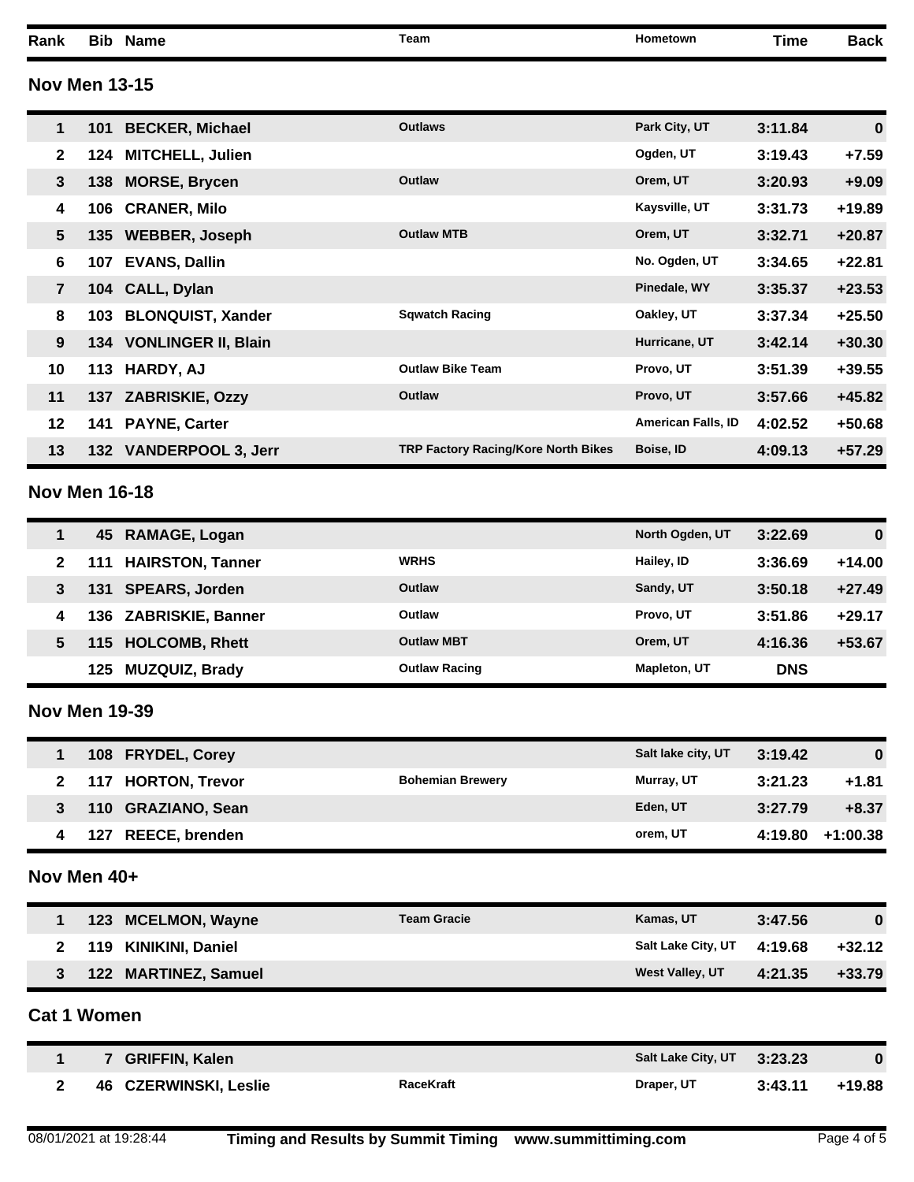| Rank | Bib | Name | Team | Hometown | Time | Back |
|---|---|---|---|---|---|---|

## Nov Men 13-15

| Rank | Bib | Name | Team | Hometown | Time | Back |
|---|---|---|---|---|---|---|
| 1 | 101 | BECKER, Michael | Outlaws | Park City, UT | 3:11.84 | 0 |
| 2 | 124 | MITCHELL, Julien | | Ogden, UT | 3:19.43 | +7.59 |
| 3 | 138 | MORSE, Brycen | Outlaw | Orem, UT | 3:20.93 | +9.09 |
| 4 | 106 | CRANER, Milo | | Kaysville, UT | 3:31.73 | +19.89 |
| 5 | 135 | WEBBER, Joseph | Outlaw MTB | Orem, UT | 3:32.71 | +20.87 |
| 6 | 107 | EVANS, Dallin | | No. Ogden, UT | 3:34.65 | +22.81 |
| 7 | 104 | CALL, Dylan | | Pinedale, WY | 3:35.37 | +23.53 |
| 8 | 103 | BLONQUIST, Xander | Sqwatch Racing | Oakley, UT | 3:37.34 | +25.50 |
| 9 | 134 | VONLINGER II, Blain | | Hurricane, UT | 3:42.14 | +30.30 |
| 10 | 113 | HARDY, AJ | Outlaw Bike Team | Provo, UT | 3:51.39 | +39.55 |
| 11 | 137 | ZABRISKIE, Ozzy | Outlaw | Provo, UT | 3:57.66 | +45.82 |
| 12 | 141 | PAYNE, Carter | | American Falls, ID | 4:02.52 | +50.68 |
| 13 | 132 | VANDERPOOL 3, Jerr | TRP Factory Racing/Kore North Bikes | Boise, ID | 4:09.13 | +57.29 |

## Nov Men 16-18

| Rank | Bib | Name | Team | Hometown | Time | Back |
|---|---|---|---|---|---|---|
| 1 | 45 | RAMAGE, Logan | | North Ogden, UT | 3:22.69 | 0 |
| 2 | 111 | HAIRSTON, Tanner | WRHS | Hailey, ID | 3:36.69 | +14.00 |
| 3 | 131 | SPEARS, Jorden | Outlaw | Sandy, UT | 3:50.18 | +27.49 |
| 4 | 136 | ZABRISKIE, Banner | Outlaw | Provo, UT | 3:51.86 | +29.17 |
| 5 | 115 | HOLCOMB, Rhett | Outlaw MBT | Orem, UT | 4:16.36 | +53.67 |
| | 125 | MUZQUIZ, Brady | Outlaw Racing | Mapleton, UT | DNS | |

## Nov Men 19-39

| Rank | Bib | Name | Team | Hometown | Time | Back |
|---|---|---|---|---|---|---|
| 1 | 108 | FRYDEL, Corey | | Salt lake city, UT | 3:19.42 | 0 |
| 2 | 117 | HORTON, Trevor | Bohemian Brewery | Murray, UT | 3:21.23 | +1.81 |
| 3 | 110 | GRAZIANO, Sean | | Eden, UT | 3:27.79 | +8.37 |
| 4 | 127 | REECE, brenden | | orem, UT | 4:19.80 | +1:00.38 |

## Nov Men 40+

| Rank | Bib | Name | Team | Hometown | Time | Back |
|---|---|---|---|---|---|---|
| 1 | 123 | MCELMON, Wayne | Team Gracie | Kamas, UT | 3:47.56 | 0 |
| 2 | 119 | KINIKINI, Daniel | | Salt Lake City, UT | 4:19.68 | +32.12 |
| 3 | 122 | MARTINEZ, Samuel | | West Valley, UT | 4:21.35 | +33.79 |

## Cat 1 Women

| Rank | Bib | Name | Team | Hometown | Time | Back |
|---|---|---|---|---|---|---|
| 1 | 7 | GRIFFIN, Kalen | | Salt Lake City, UT | 3:23.23 | 0 |
| 2 | 46 | CZERWINSKI, Leslie | RaceKraft | Draper, UT | 3:43.11 | +19.88 |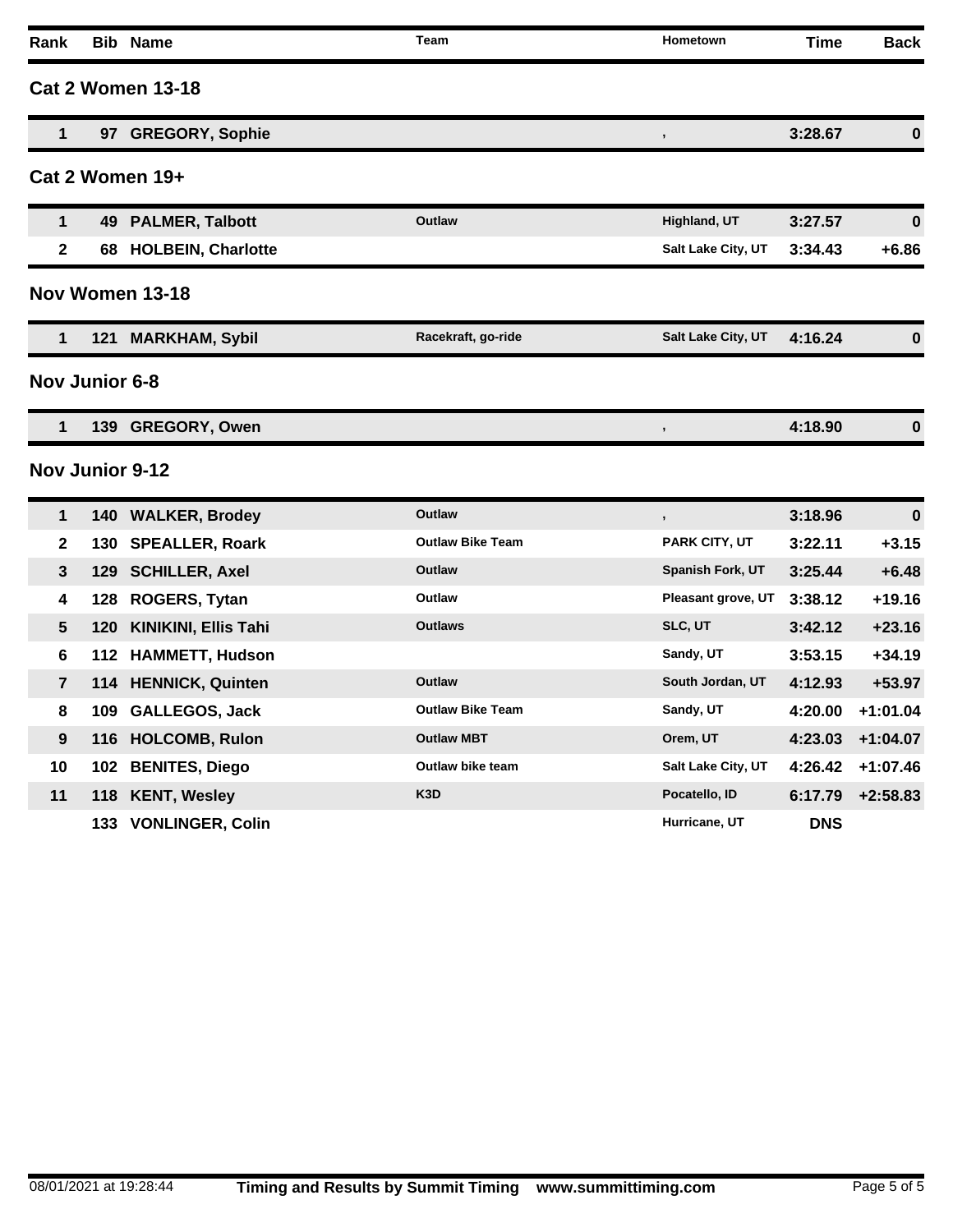| Rank | Bib | Name | Team | Hometown | Time | Back |
|---|---|---|---|---|---|---|

### Cat 2 Women 13-18

| Rank | Bib | Name | Team | Hometown | Time | Back |
|---|---|---|---|---|---|---|
| 1 | 97 | GREGORY, Sophie | | , | 3:28.67 | 0 |

### Cat 2 Women 19+

| Rank | Bib | Name | Team | Hometown | Time | Back |
|---|---|---|---|---|---|---|
| 1 | 49 | PALMER, Talbott | Outlaw | Highland, UT | 3:27.57 | 0 |
| 2 | 68 | HOLBEIN, Charlotte | | Salt Lake City, UT | 3:34.43 | +6.86 |

### Nov Women 13-18

| Rank | Bib | Name | Team | Hometown | Time | Back |
|---|---|---|---|---|---|---|
| 1 | 121 | MARKHAM, Sybil | Racekraft, go-ride | Salt Lake City, UT | 4:16.24 | 0 |

### Nov Junior 6-8

| Rank | Bib | Name | Team | Hometown | Time | Back |
|---|---|---|---|---|---|---|
| 1 | 139 | GREGORY, Owen | | , | 4:18.90 | 0 |

### Nov Junior 9-12

| Rank | Bib | Name | Team | Hometown | Time | Back |
|---|---|---|---|---|---|---|
| 1 | 140 | WALKER, Brodey | Outlaw | , | 3:18.96 | 0 |
| 2 | 130 | SPEALLER, Roark | Outlaw Bike Team | PARK CITY, UT | 3:22.11 | +3.15 |
| 3 | 129 | SCHILLER, Axel | Outlaw | Spanish Fork, UT | 3:25.44 | +6.48 |
| 4 | 128 | ROGERS, Tytan | Outlaw | Pleasant grove, UT | 3:38.12 | +19.16 |
| 5 | 120 | KINIKINI, Ellis Tahi | Outlaws | SLC, UT | 3:42.12 | +23.16 |
| 6 | 112 | HAMMETT, Hudson | | Sandy, UT | 3:53.15 | +34.19 |
| 7 | 114 | HENNICK, Quinten | Outlaw | South Jordan, UT | 4:12.93 | +53.97 |
| 8 | 109 | GALLEGOS, Jack | Outlaw Bike Team | Sandy, UT | 4:20.00 | +1:01.04 |
| 9 | 116 | HOLCOMB, Rulon | Outlaw MBT | Orem, UT | 4:23.03 | +1:04.07 |
| 10 | 102 | BENITES, Diego | Outlaw bike team | Salt Lake City, UT | 4:26.42 | +1:07.46 |
| 11 | 118 | KENT, Wesley | K3D | Pocatello, ID | 6:17.79 | +2:58.83 |
| | 133 | VONLINGER, Colin | | Hurricane, UT | DNS | |

08/01/2021 at 19:28:44 Timing and Results by Summit Timing www.summittiming.com